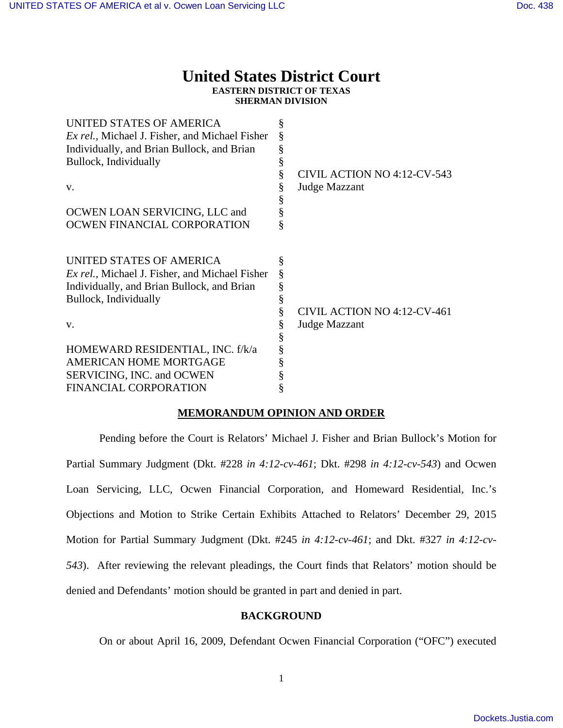# United States District Court

**EASTERN DISTRICT OF TEXAS**
**SHERMAN DIVISION**

| | | |
|---|---|---|
| UNITED STATES OF AMERICA *Ex rel.*, Michael J. Fisher, and Michael Fisher Individually, and Brian Bullock, and Brian Bullock, Individually | § | |
| v. | § | CIVIL ACTION NO 4:12-CV-543 Judge Mazzant |
| OCWEN LOAN SERVICING, LLC and OCWEN FINANCIAL CORPORATION | § | |

| | | |
|---|---|---|
| UNITED STATES OF AMERICA *Ex rel.*, Michael J. Fisher, and Michael Fisher Individually, and Brian Bullock, and Brian Bullock, Individually | § | |
| v. | § | CIVIL ACTION NO 4:12-CV-461 Judge Mazzant |
| HOMEWARD RESIDENTIAL, INC. f/k/a AMERICAN HOME MORTGAGE SERVICING, INC. and OCWEN FINANCIAL CORPORATION | § | |

## MEMORANDUM OPINION AND ORDER

Pending before the Court is Relators' Michael J. Fisher and Brian Bullock's Motion for Partial Summary Judgment (Dkt. #228 *in 4:12-cv-461*; Dkt. #298 *in 4:12-cv-543*) and Ocwen Loan Servicing, LLC, Ocwen Financial Corporation, and Homeward Residential, Inc.'s Objections and Motion to Strike Certain Exhibits Attached to Relators' December 29, 2015 Motion for Partial Summary Judgment (Dkt. #245 *in 4:12-cv-461*; and Dkt. #327 *in 4:12-cv-543*). After reviewing the relevant pleadings, the Court finds that Relators' motion should be denied and Defendants' motion should be granted in part and denied in part.

## BACKGROUND

On or about April 16, 2009, Defendant Ocwen Financial Corporation ("OFC") executed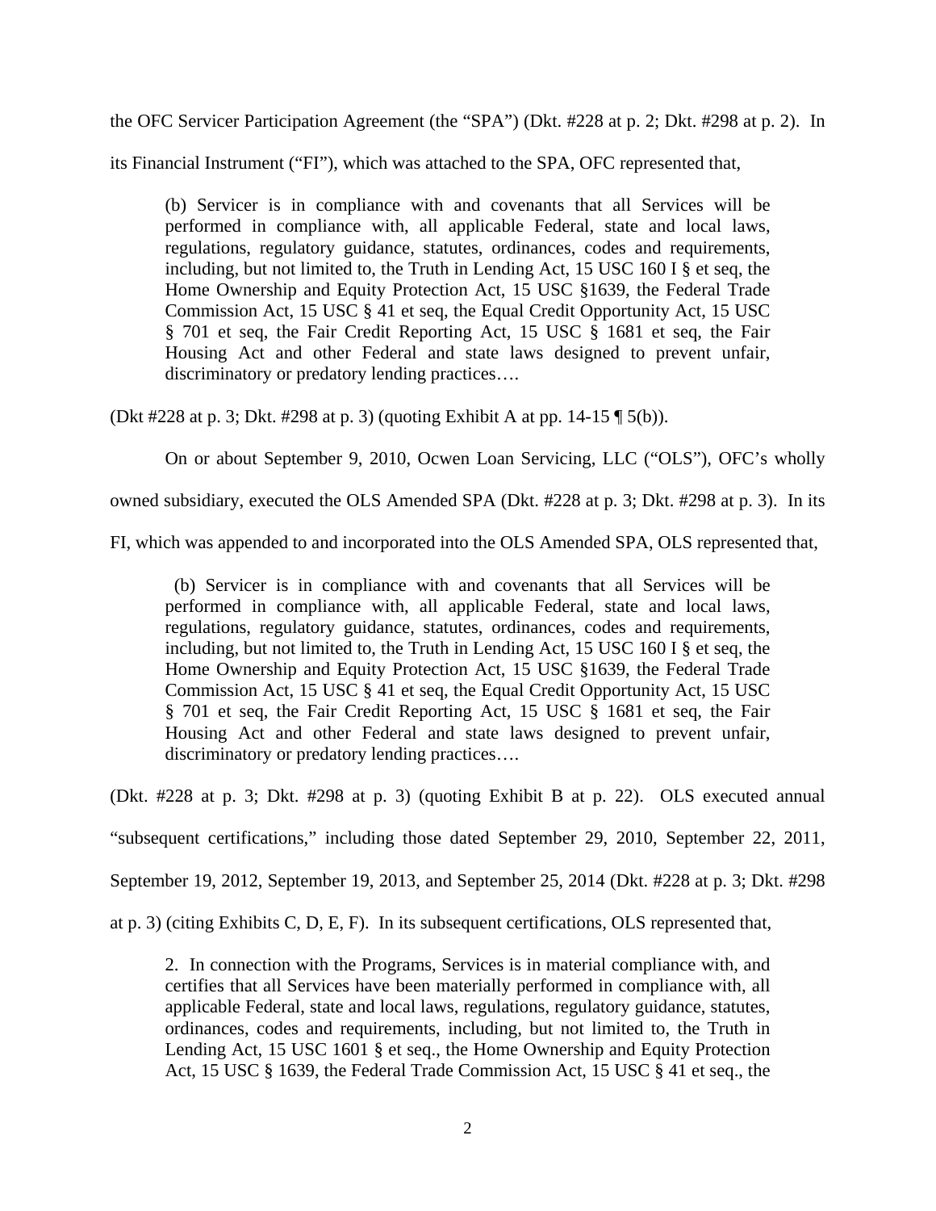the OFC Servicer Participation Agreement (the "SPA") (Dkt. #228 at p. 2; Dkt. #298 at p. 2). In its Financial Instrument ("FI"), which was attached to the SPA, OFC represented that,

> (b) Servicer is in compliance with and covenants that all Services will be performed in compliance with, all applicable Federal, state and local laws, regulations, regulatory guidance, statutes, ordinances, codes and requirements, including, but not limited to, the Truth in Lending Act, 15 USC 160 I § et seq, the Home Ownership and Equity Protection Act, 15 USC §1639, the Federal Trade Commission Act, 15 USC § 41 et seq, the Equal Credit Opportunity Act, 15 USC § 701 et seq, the Fair Credit Reporting Act, 15 USC § 1681 et seq, the Fair Housing Act and other Federal and state laws designed to prevent unfair, discriminatory or predatory lending practices….

(Dkt #228 at p. 3; Dkt. #298 at p. 3) (quoting Exhibit A at pp. 14-15 ¶ 5(b)).

On or about September 9, 2010, Ocwen Loan Servicing, LLC ("OLS"), OFC's wholly owned subsidiary, executed the OLS Amended SPA (Dkt. #228 at p. 3; Dkt. #298 at p. 3). In its FI, which was appended to and incorporated into the OLS Amended SPA, OLS represented that,

> (b) Servicer is in compliance with and covenants that all Services will be performed in compliance with, all applicable Federal, state and local laws, regulations, regulatory guidance, statutes, ordinances, codes and requirements, including, but not limited to, the Truth in Lending Act, 15 USC 160 I § et seq, the Home Ownership and Equity Protection Act, 15 USC §1639, the Federal Trade Commission Act, 15 USC § 41 et seq, the Equal Credit Opportunity Act, 15 USC § 701 et seq, the Fair Credit Reporting Act, 15 USC § 1681 et seq, the Fair Housing Act and other Federal and state laws designed to prevent unfair, discriminatory or predatory lending practices….

(Dkt. #228 at p. 3; Dkt. #298 at p. 3) (quoting Exhibit B at p. 22). OLS executed annual "subsequent certifications," including those dated September 29, 2010, September 22, 2011, September 19, 2012, September 19, 2013, and September 25, 2014 (Dkt. #228 at p. 3; Dkt. #298 at p. 3) (citing Exhibits C, D, E, F). In its subsequent certifications, OLS represented that,

> 2. In connection with the Programs, Services is in material compliance with, and certifies that all Services have been materially performed in compliance with, all applicable Federal, state and local laws, regulations, regulatory guidance, statutes, ordinances, codes and requirements, including, but not limited to, the Truth in Lending Act, 15 USC 1601 § et seq., the Home Ownership and Equity Protection Act, 15 USC § 1639, the Federal Trade Commission Act, 15 USC § 41 et seq., the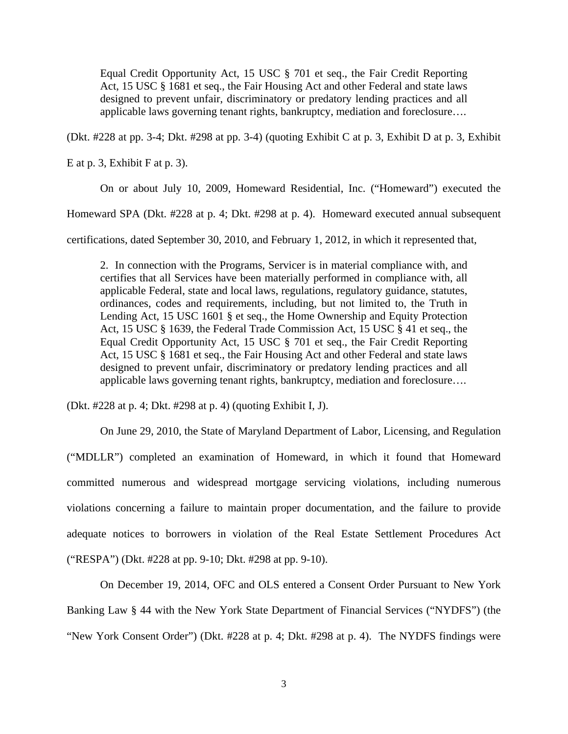> Equal Credit Opportunity Act, 15 USC § 701 et seq., the Fair Credit Reporting Act, 15 USC § 1681 et seq., the Fair Housing Act and other Federal and state laws designed to prevent unfair, discriminatory or predatory lending practices and all applicable laws governing tenant rights, bankruptcy, mediation and foreclosure….

(Dkt. #228 at pp. 3-4; Dkt. #298 at pp. 3-4) (quoting Exhibit C at p. 3, Exhibit D at p. 3, Exhibit E at p. 3, Exhibit F at p. 3).

On or about July 10, 2009, Homeward Residential, Inc. ("Homeward") executed the Homeward SPA (Dkt. #228 at p. 4; Dkt. #298 at p. 4). Homeward executed annual subsequent certifications, dated September 30, 2010, and February 1, 2012, in which it represented that,

> 2. In connection with the Programs, Servicer is in material compliance with, and certifies that all Services have been materially performed in compliance with, all applicable Federal, state and local laws, regulations, regulatory guidance, statutes, ordinances, codes and requirements, including, but not limited to, the Truth in Lending Act, 15 USC 1601 § et seq., the Home Ownership and Equity Protection Act, 15 USC § 1639, the Federal Trade Commission Act, 15 USC § 41 et seq., the Equal Credit Opportunity Act, 15 USC § 701 et seq., the Fair Credit Reporting Act, 15 USC § 1681 et seq., the Fair Housing Act and other Federal and state laws designed to prevent unfair, discriminatory or predatory lending practices and all applicable laws governing tenant rights, bankruptcy, mediation and foreclosure….

(Dkt. #228 at p. 4; Dkt. #298 at p. 4) (quoting Exhibit I, J).

On June 29, 2010, the State of Maryland Department of Labor, Licensing, and Regulation ("MDLLR") completed an examination of Homeward, in which it found that Homeward committed numerous and widespread mortgage servicing violations, including numerous violations concerning a failure to maintain proper documentation, and the failure to provide adequate notices to borrowers in violation of the Real Estate Settlement Procedures Act ("RESPA") (Dkt. #228 at pp. 9-10; Dkt. #298 at pp. 9-10).

On December 19, 2014, OFC and OLS entered a Consent Order Pursuant to New York Banking Law § 44 with the New York State Department of Financial Services ("NYDFS") (the "New York Consent Order") (Dkt. #228 at p. 4; Dkt. #298 at p. 4). The NYDFS findings were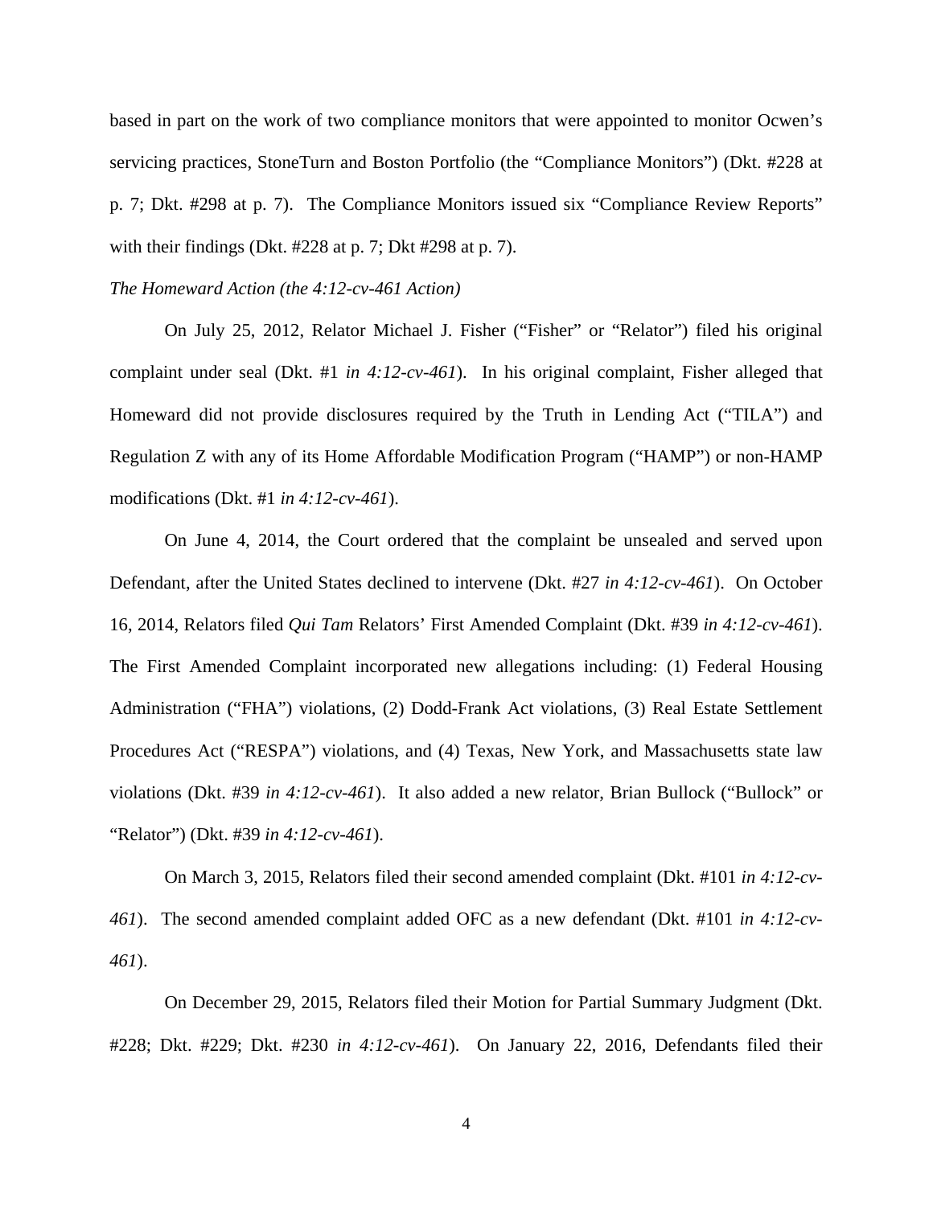based in part on the work of two compliance monitors that were appointed to monitor Ocwen's servicing practices, StoneTurn and Boston Portfolio (the "Compliance Monitors") (Dkt. #228 at p. 7; Dkt. #298 at p. 7). The Compliance Monitors issued six "Compliance Review Reports" with their findings (Dkt. #228 at p. 7; Dkt #298 at p. 7).

*The Homeward Action (the 4:12-cv-461 Action)*

On July 25, 2012, Relator Michael J. Fisher ("Fisher" or "Relator") filed his original complaint under seal (Dkt. #1 *in 4:12-cv-461*). In his original complaint, Fisher alleged that Homeward did not provide disclosures required by the Truth in Lending Act ("TILA") and Regulation Z with any of its Home Affordable Modification Program ("HAMP") or non-HAMP modifications (Dkt. #1 *in 4:12-cv-461*).

On June 4, 2014, the Court ordered that the complaint be unsealed and served upon Defendant, after the United States declined to intervene (Dkt. #27 *in 4:12-cv-461*). On October 16, 2014, Relators filed *Qui Tam* Relators' First Amended Complaint (Dkt. #39 *in 4:12-cv-461*). The First Amended Complaint incorporated new allegations including: (1) Federal Housing Administration ("FHA") violations, (2) Dodd-Frank Act violations, (3) Real Estate Settlement Procedures Act ("RESPA") violations, and (4) Texas, New York, and Massachusetts state law violations (Dkt. #39 *in 4:12-cv-461*). It also added a new relator, Brian Bullock ("Bullock" or "Relator") (Dkt. #39 *in 4:12-cv-461*).

On March 3, 2015, Relators filed their second amended complaint (Dkt. #101 *in 4:12-cv-461*). The second amended complaint added OFC as a new defendant (Dkt. #101 *in 4:12-cv-461*).

On December 29, 2015, Relators filed their Motion for Partial Summary Judgment (Dkt. #228; Dkt. #229; Dkt. #230 *in 4:12-cv-461*). On January 22, 2016, Defendants filed their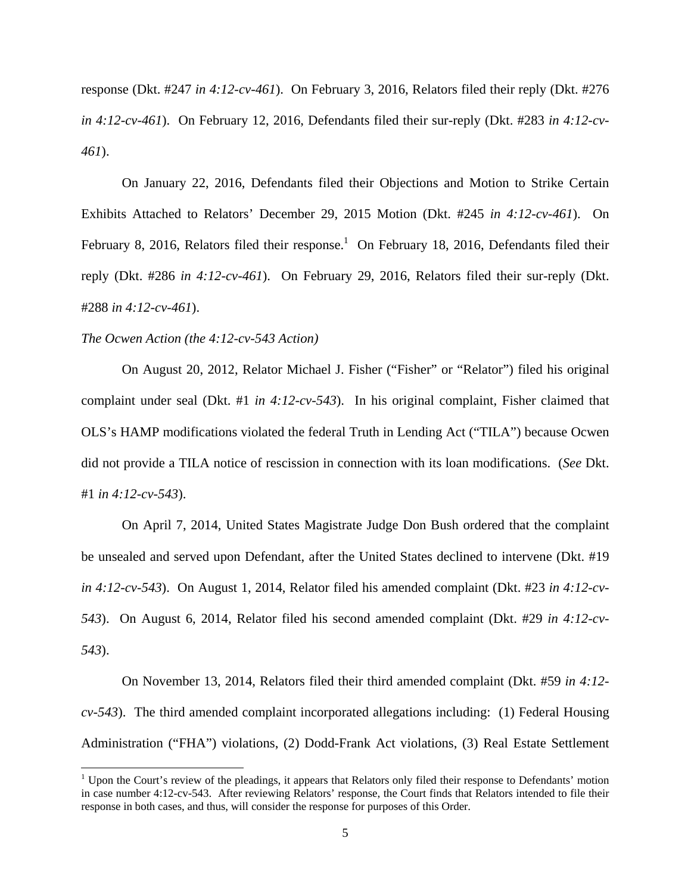response (Dkt. #247 *in 4:12-cv-461*). On February 3, 2016, Relators filed their reply (Dkt. #276 *in 4:12-cv-461*). On February 12, 2016, Defendants filed their sur-reply (Dkt. #283 *in 4:12-cv-461*).

On January 22, 2016, Defendants filed their Objections and Motion to Strike Certain Exhibits Attached to Relators' December 29, 2015 Motion (Dkt. #245 *in 4:12-cv-461*). On February 8, 2016, Relators filed their response.[1] On February 18, 2016, Defendants filed their reply (Dkt. #286 *in 4:12-cv-461*). On February 29, 2016, Relators filed their sur-reply (Dkt. #288 *in 4:12-cv-461*).

*The Ocwen Action (the 4:12-cv-543 Action)*

On August 20, 2012, Relator Michael J. Fisher ("Fisher" or "Relator") filed his original complaint under seal (Dkt. #1 *in 4:12-cv-543*). In his original complaint, Fisher claimed that OLS's HAMP modifications violated the federal Truth in Lending Act ("TILA") because Ocwen did not provide a TILA notice of rescission in connection with its loan modifications. (*See* Dkt. #1 *in 4:12-cv-543*).

On April 7, 2014, United States Magistrate Judge Don Bush ordered that the complaint be unsealed and served upon Defendant, after the United States declined to intervene (Dkt. #19 *in 4:12-cv-543*). On August 1, 2014, Relator filed his amended complaint (Dkt. #23 *in 4:12-cv-543*). On August 6, 2014, Relator filed his second amended complaint (Dkt. #29 *in 4:12-cv-543*).

On November 13, 2014, Relators filed their third amended complaint (Dkt. #59 *in 4:12-cv-543*). The third amended complaint incorporated allegations including: (1) Federal Housing Administration ("FHA") violations, (2) Dodd-Frank Act violations, (3) Real Estate Settlement

[1] Upon the Court's review of the pleadings, it appears that Relators only filed their response to Defendants' motion in case number 4:12-cv-543. After reviewing Relators' response, the Court finds that Relators intended to file their response in both cases, and thus, will consider the response for purposes of this Order.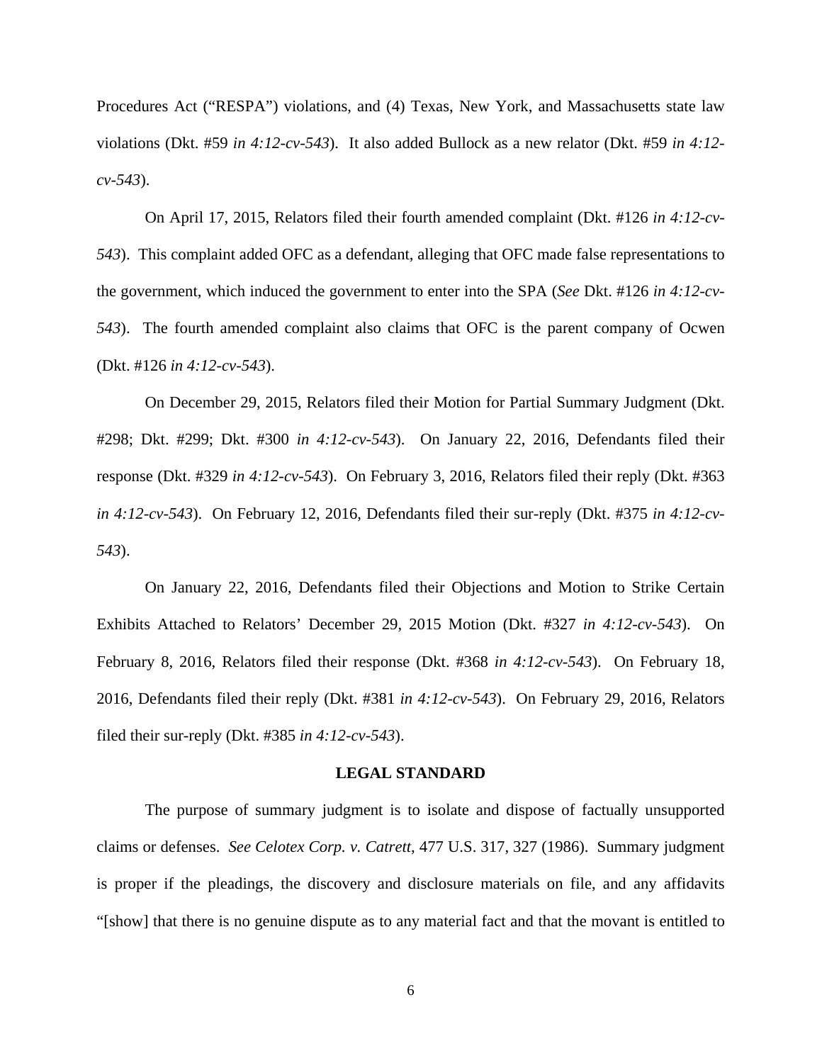Procedures Act ("RESPA") violations, and (4) Texas, New York, and Massachusetts state law violations (Dkt. #59 *in 4:12-cv-543*). It also added Bullock as a new relator (Dkt. #59 *in 4:12-cv-543*).

On April 17, 2015, Relators filed their fourth amended complaint (Dkt. #126 *in 4:12-cv-543*). This complaint added OFC as a defendant, alleging that OFC made false representations to the government, which induced the government to enter into the SPA (*See* Dkt. #126 *in 4:12-cv-543*). The fourth amended complaint also claims that OFC is the parent company of Ocwen (Dkt. #126 *in 4:12-cv-543*).

On December 29, 2015, Relators filed their Motion for Partial Summary Judgment (Dkt. #298; Dkt. #299; Dkt. #300 *in 4:12-cv-543*). On January 22, 2016, Defendants filed their response (Dkt. #329 *in 4:12-cv-543*). On February 3, 2016, Relators filed their reply (Dkt. #363 *in 4:12-cv-543*). On February 12, 2016, Defendants filed their sur-reply (Dkt. #375 *in 4:12-cv-543*).

On January 22, 2016, Defendants filed their Objections and Motion to Strike Certain Exhibits Attached to Relators' December 29, 2015 Motion (Dkt. #327 *in 4:12-cv-543*). On February 8, 2016, Relators filed their response (Dkt. #368 *in 4:12-cv-543*). On February 18, 2016, Defendants filed their reply (Dkt. #381 *in 4:12-cv-543*). On February 29, 2016, Relators filed their sur-reply (Dkt. #385 *in 4:12-cv-543*).

## LEGAL STANDARD

The purpose of summary judgment is to isolate and dispose of factually unsupported claims or defenses. *See Celotex Corp. v. Catrett*, 477 U.S. 317, 327 (1986). Summary judgment is proper if the pleadings, the discovery and disclosure materials on file, and any affidavits "[show] that there is no genuine dispute as to any material fact and that the movant is entitled to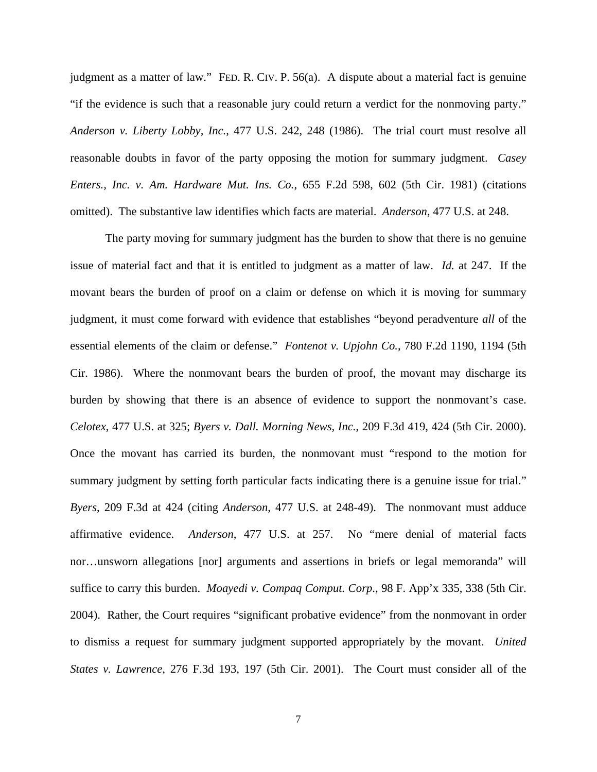judgment as a matter of law." FED. R. CIV. P. 56(a). A dispute about a material fact is genuine "if the evidence is such that a reasonable jury could return a verdict for the nonmoving party." *Anderson v. Liberty Lobby, Inc.*, 477 U.S. 242, 248 (1986). The trial court must resolve all reasonable doubts in favor of the party opposing the motion for summary judgment. *Casey Enters., Inc. v. Am. Hardware Mut. Ins. Co.*, 655 F.2d 598, 602 (5th Cir. 1981) (citations omitted). The substantive law identifies which facts are material. *Anderson*, 477 U.S. at 248.

The party moving for summary judgment has the burden to show that there is no genuine issue of material fact and that it is entitled to judgment as a matter of law. *Id.* at 247. If the movant bears the burden of proof on a claim or defense on which it is moving for summary judgment, it must come forward with evidence that establishes "beyond peradventure *all* of the essential elements of the claim or defense." *Fontenot v. Upjohn Co.*, 780 F.2d 1190, 1194 (5th Cir. 1986). Where the nonmovant bears the burden of proof, the movant may discharge its burden by showing that there is an absence of evidence to support the nonmovant's case. *Celotex*, 477 U.S. at 325; *Byers v. Dall. Morning News, Inc.*, 209 F.3d 419, 424 (5th Cir. 2000). Once the movant has carried its burden, the nonmovant must "respond to the motion for summary judgment by setting forth particular facts indicating there is a genuine issue for trial." *Byers*, 209 F.3d at 424 (citing *Anderson*, 477 U.S. at 248-49). The nonmovant must adduce affirmative evidence. *Anderson*, 477 U.S. at 257. No "mere denial of material facts nor…unsworn allegations [nor] arguments and assertions in briefs or legal memoranda" will suffice to carry this burden. *Moayedi v. Compaq Comput. Corp.*, 98 F. App'x 335, 338 (5th Cir. 2004). Rather, the Court requires "significant probative evidence" from the nonmovant in order to dismiss a request for summary judgment supported appropriately by the movant. *United States v. Lawrence*, 276 F.3d 193, 197 (5th Cir. 2001). The Court must consider all of the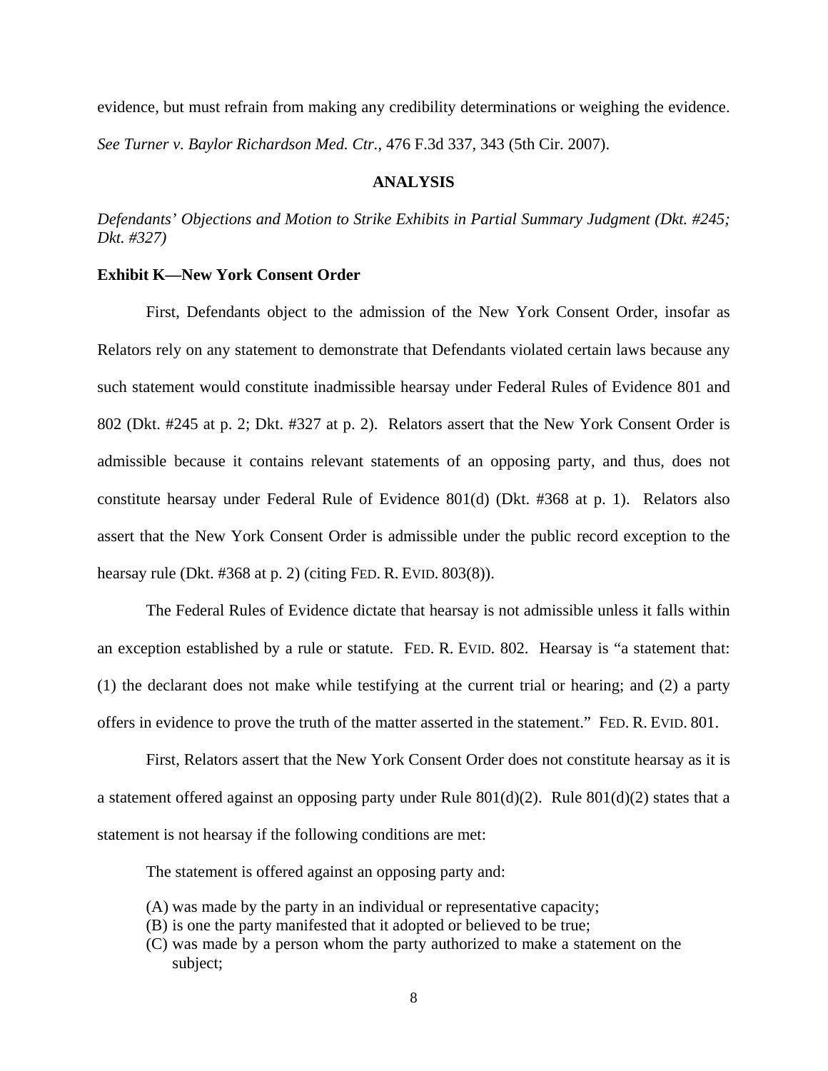evidence, but must refrain from making any credibility determinations or weighing the evidence. *See Turner v. Baylor Richardson Med. Ctr.*, 476 F.3d 337, 343 (5th Cir. 2007).

## ANALYSIS

*Defendants' Objections and Motion to Strike Exhibits in Partial Summary Judgment (Dkt. #245; Dkt. #327)*

**Exhibit K—New York Consent Order**

First, Defendants object to the admission of the New York Consent Order, insofar as Relators rely on any statement to demonstrate that Defendants violated certain laws because any such statement would constitute inadmissible hearsay under Federal Rules of Evidence 801 and 802 (Dkt. #245 at p. 2; Dkt. #327 at p. 2). Relators assert that the New York Consent Order is admissible because it contains relevant statements of an opposing party, and thus, does not constitute hearsay under Federal Rule of Evidence 801(d) (Dkt. #368 at p. 1). Relators also assert that the New York Consent Order is admissible under the public record exception to the hearsay rule (Dkt. #368 at p. 2) (citing FED. R. EVID. 803(8)).

The Federal Rules of Evidence dictate that hearsay is not admissible unless it falls within an exception established by a rule or statute. FED. R. EVID. 802. Hearsay is "a statement that: (1) the declarant does not make while testifying at the current trial or hearing; and (2) a party offers in evidence to prove the truth of the matter asserted in the statement." FED. R. EVID. 801.

First, Relators assert that the New York Consent Order does not constitute hearsay as it is a statement offered against an opposing party under Rule 801(d)(2). Rule 801(d)(2) states that a statement is not hearsay if the following conditions are met:

> The statement is offered against an opposing party and:
>
> (A) was made by the party in an individual or representative capacity;
> (B) is one the party manifested that it adopted or believed to be true;
> (C) was made by a person whom the party authorized to make a statement on the subject;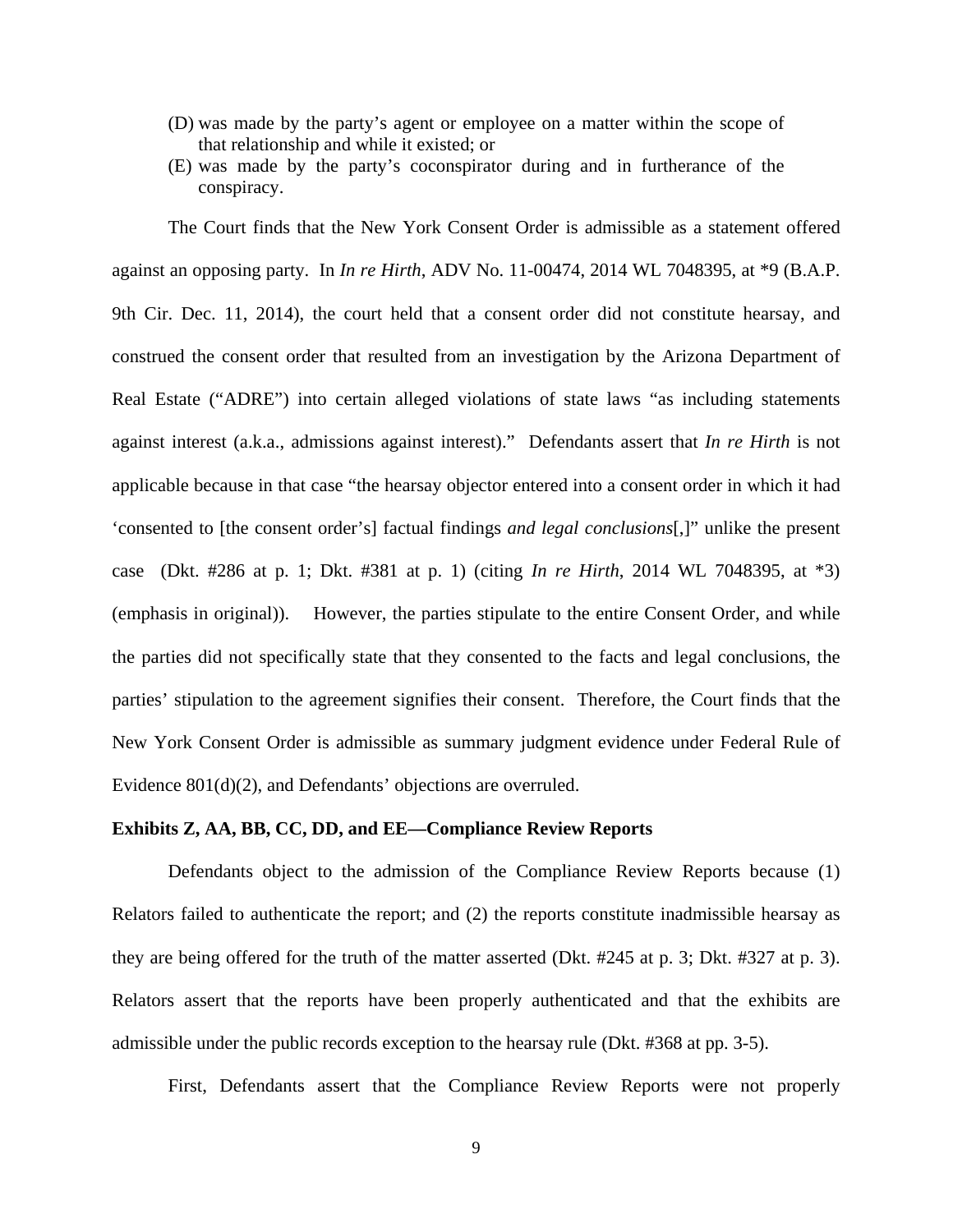(D) was made by the party's agent or employee on a matter within the scope of that relationship and while it existed; or

(E) was made by the party's coconspirator during and in furtherance of the conspiracy.

The Court finds that the New York Consent Order is admissible as a statement offered against an opposing party. In *In re Hirth*, ADV No. 11-00474, 2014 WL 7048395, at *9 (B.A.P. 9th Cir. Dec. 11, 2014), the court held that a consent order did not constitute hearsay, and construed the consent order that resulted from an investigation by the Arizona Department of Real Estate ("ADRE") into certain alleged violations of state laws "as including statements against interest (a.k.a., admissions against interest)." Defendants assert that *In re Hirth* is not applicable because in that case "the hearsay objector entered into a consent order in which it had 'consented to [the consent order's] factual findings *and legal conclusions*[,]" unlike the present case (Dkt. #286 at p. 1; Dkt. #381 at p. 1) (citing *In re Hirth*, 2014 WL 7048395, at *3) (emphasis in original)). However, the parties stipulate to the entire Consent Order, and while the parties did not specifically state that they consented to the facts and legal conclusions, the parties' stipulation to the agreement signifies their consent. Therefore, the Court finds that the New York Consent Order is admissible as summary judgment evidence under Federal Rule of Evidence 801(d)(2), and Defendants' objections are overruled.

**Exhibits Z, AA, BB, CC, DD, and EE—Compliance Review Reports**

Defendants object to the admission of the Compliance Review Reports because (1) Relators failed to authenticate the report; and (2) the reports constitute inadmissible hearsay as they are being offered for the truth of the matter asserted (Dkt. #245 at p. 3; Dkt. #327 at p. 3). Relators assert that the reports have been properly authenticated and that the exhibits are admissible under the public records exception to the hearsay rule (Dkt. #368 at pp. 3-5).

First, Defendants assert that the Compliance Review Reports were not properly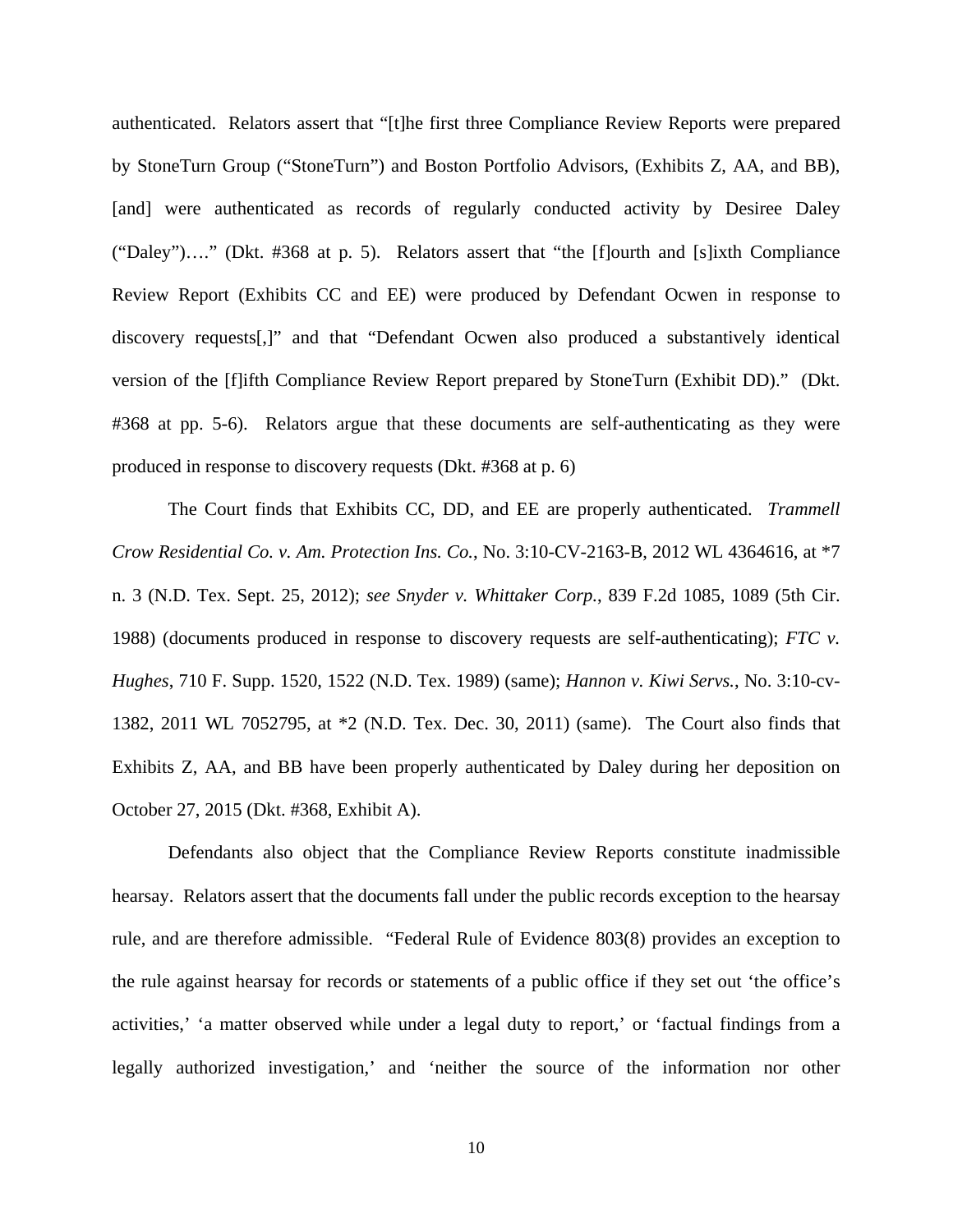authenticated. Relators assert that "[t]he first three Compliance Review Reports were prepared by StoneTurn Group ("StoneTurn") and Boston Portfolio Advisors, (Exhibits Z, AA, and BB), [and] were authenticated as records of regularly conducted activity by Desiree Daley ("Daley")…." (Dkt. #368 at p. 5). Relators assert that "the [f]ourth and [s]ixth Compliance Review Report (Exhibits CC and EE) were produced by Defendant Ocwen in response to discovery requests[,]" and that "Defendant Ocwen also produced a substantively identical version of the [f]ifth Compliance Review Report prepared by StoneTurn (Exhibit DD)." (Dkt. #368 at pp. 5-6). Relators argue that these documents are self-authenticating as they were produced in response to discovery requests (Dkt. #368 at p. 6)

The Court finds that Exhibits CC, DD, and EE are properly authenticated. *Trammell Crow Residential Co. v. Am. Protection Ins. Co.*, No. 3:10-CV-2163-B, 2012 WL 4364616, at *7 n. 3 (N.D. Tex. Sept. 25, 2012); *see Snyder v. Whittaker Corp.*, 839 F.2d 1085, 1089 (5th Cir. 1988) (documents produced in response to discovery requests are self-authenticating); *FTC v. Hughes*, 710 F. Supp. 1520, 1522 (N.D. Tex. 1989) (same); *Hannon v. Kiwi Servs.*, No. 3:10-cv-1382, 2011 WL 7052795, at *2 (N.D. Tex. Dec. 30, 2011) (same). The Court also finds that Exhibits Z, AA, and BB have been properly authenticated by Daley during her deposition on October 27, 2015 (Dkt. #368, Exhibit A).

Defendants also object that the Compliance Review Reports constitute inadmissible hearsay. Relators assert that the documents fall under the public records exception to the hearsay rule, and are therefore admissible. "Federal Rule of Evidence 803(8) provides an exception to the rule against hearsay for records or statements of a public office if they set out 'the office's activities,' 'a matter observed while under a legal duty to report,' or 'factual findings from a legally authorized investigation,' and 'neither the source of the information nor other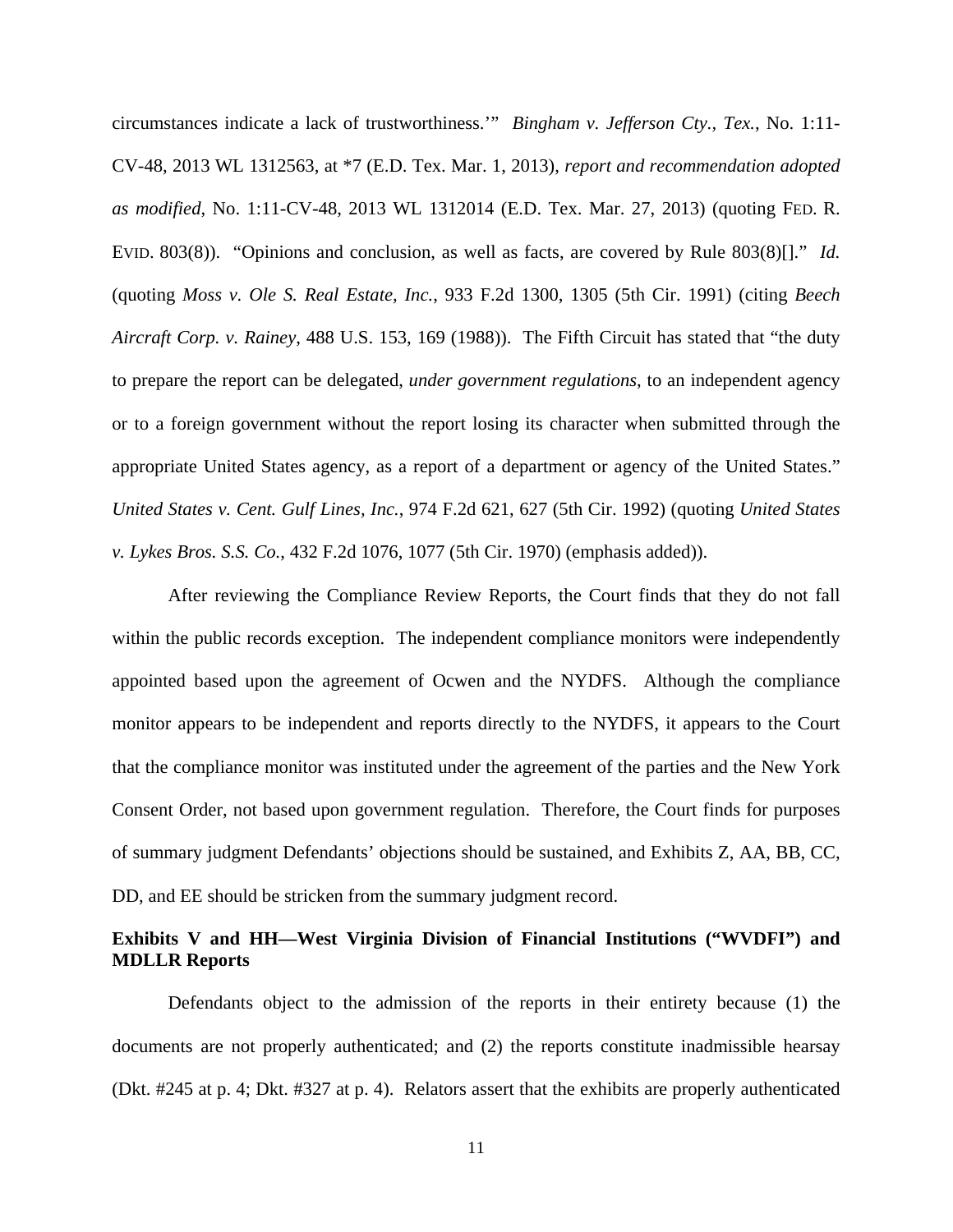circumstances indicate a lack of trustworthiness.'" *Bingham v. Jefferson Cty., Tex.*, No. 1:11-CV-48, 2013 WL 1312563, at *7 (E.D. Tex. Mar. 1, 2013), *report and recommendation adopted as modified*, No. 1:11-CV-48, 2013 WL 1312014 (E.D. Tex. Mar. 27, 2013) (quoting FED. R. EVID. 803(8)). "Opinions and conclusion, as well as facts, are covered by Rule 803(8)[]." *Id.* (quoting *Moss v. Ole S. Real Estate, Inc.*, 933 F.2d 1300, 1305 (5th Cir. 1991) (citing *Beech Aircraft Corp. v. Rainey*, 488 U.S. 153, 169 (1988)). The Fifth Circuit has stated that "the duty to prepare the report can be delegated, *under government regulations*, to an independent agency or to a foreign government without the report losing its character when submitted through the appropriate United States agency, as a report of a department or agency of the United States." *United States v. Cent. Gulf Lines, Inc.*, 974 F.2d 621, 627 (5th Cir. 1992) (quoting *United States v. Lykes Bros. S.S. Co.*, 432 F.2d 1076, 1077 (5th Cir. 1970) (emphasis added)).

After reviewing the Compliance Review Reports, the Court finds that they do not fall within the public records exception. The independent compliance monitors were independently appointed based upon the agreement of Ocwen and the NYDFS. Although the compliance monitor appears to be independent and reports directly to the NYDFS, it appears to the Court that the compliance monitor was instituted under the agreement of the parties and the New York Consent Order, not based upon government regulation. Therefore, the Court finds for purposes of summary judgment Defendants' objections should be sustained, and Exhibits Z, AA, BB, CC, DD, and EE should be stricken from the summary judgment record.

**Exhibits V and HH—West Virginia Division of Financial Institutions ("WVDFI") and MDLLR Reports**

Defendants object to the admission of the reports in their entirety because (1) the documents are not properly authenticated; and (2) the reports constitute inadmissible hearsay (Dkt. #245 at p. 4; Dkt. #327 at p. 4). Relators assert that the exhibits are properly authenticated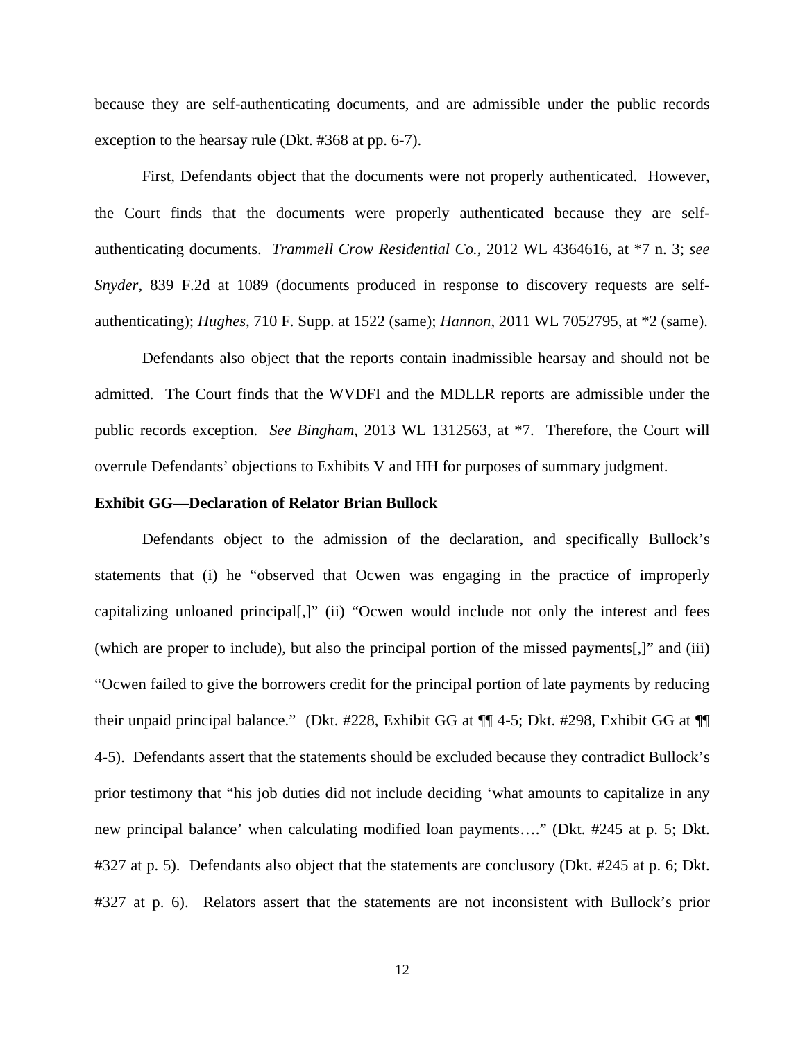because they are self-authenticating documents, and are admissible under the public records exception to the hearsay rule (Dkt. #368 at pp. 6-7).

First, Defendants object that the documents were not properly authenticated. However, the Court finds that the documents were properly authenticated because they are self-authenticating documents. *Trammell Crow Residential Co.*, 2012 WL 4364616, at *7 n. 3; *see Snyder*, 839 F.2d at 1089 (documents produced in response to discovery requests are self-authenticating); *Hughes*, 710 F. Supp. at 1522 (same); *Hannon*, 2011 WL 7052795, at *2 (same).

Defendants also object that the reports contain inadmissible hearsay and should not be admitted. The Court finds that the WVDFI and the MDLLR reports are admissible under the public records exception. *See Bingham*, 2013 WL 1312563, at *7. Therefore, the Court will overrule Defendants' objections to Exhibits V and HH for purposes of summary judgment.

**Exhibit GG—Declaration of Relator Brian Bullock**

Defendants object to the admission of the declaration, and specifically Bullock's statements that (i) he "observed that Ocwen was engaging in the practice of improperly capitalizing unloaned principal[,]" (ii) "Ocwen would include not only the interest and fees (which are proper to include), but also the principal portion of the missed payments[,]" and (iii) "Ocwen failed to give the borrowers credit for the principal portion of late payments by reducing their unpaid principal balance." (Dkt. #228, Exhibit GG at ¶¶ 4-5; Dkt. #298, Exhibit GG at ¶¶ 4-5). Defendants assert that the statements should be excluded because they contradict Bullock's prior testimony that "his job duties did not include deciding 'what amounts to capitalize in any new principal balance' when calculating modified loan payments…." (Dkt. #245 at p. 5; Dkt. #327 at p. 5). Defendants also object that the statements are conclusory (Dkt. #245 at p. 6; Dkt. #327 at p. 6). Relators assert that the statements are not inconsistent with Bullock's prior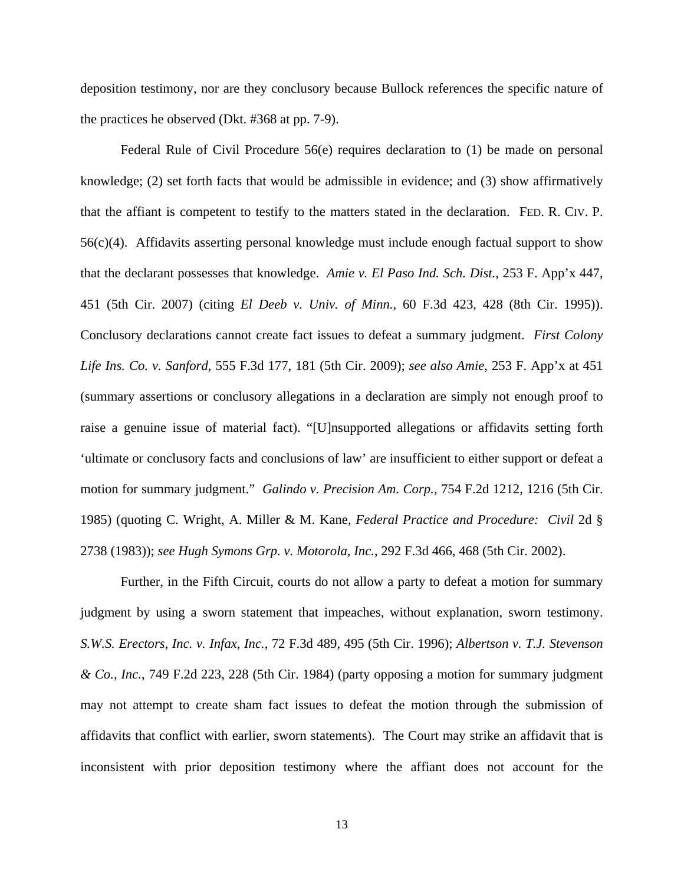deposition testimony, nor are they conclusory because Bullock references the specific nature of the practices he observed (Dkt. #368 at pp. 7-9).

Federal Rule of Civil Procedure 56(e) requires declaration to (1) be made on personal knowledge; (2) set forth facts that would be admissible in evidence; and (3) show affirmatively that the affiant is competent to testify to the matters stated in the declaration. FED. R. CIV. P. 56(c)(4). Affidavits asserting personal knowledge must include enough factual support to show that the declarant possesses that knowledge. *Amie v. El Paso Ind. Sch. Dist.*, 253 F. App'x 447, 451 (5th Cir. 2007) (citing *El Deeb v. Univ. of Minn.*, 60 F.3d 423, 428 (8th Cir. 1995)). Conclusory declarations cannot create fact issues to defeat a summary judgment. *First Colony Life Ins. Co. v. Sanford*, 555 F.3d 177, 181 (5th Cir. 2009); *see also Amie*, 253 F. App'x at 451 (summary assertions or conclusory allegations in a declaration are simply not enough proof to raise a genuine issue of material fact). "[U]nsupported allegations or affidavits setting forth 'ultimate or conclusory facts and conclusions of law' are insufficient to either support or defeat a motion for summary judgment." *Galindo v. Precision Am. Corp.*, 754 F.2d 1212, 1216 (5th Cir. 1985) (quoting C. Wright, A. Miller & M. Kane, *Federal Practice and Procedure: Civil* 2d § 2738 (1983)); *see Hugh Symons Grp. v. Motorola, Inc.*, 292 F.3d 466, 468 (5th Cir. 2002).

Further, in the Fifth Circuit, courts do not allow a party to defeat a motion for summary judgment by using a sworn statement that impeaches, without explanation, sworn testimony. *S.W.S. Erectors, Inc. v. Infax, Inc.*, 72 F.3d 489, 495 (5th Cir. 1996); *Albertson v. T.J. Stevenson & Co., Inc.*, 749 F.2d 223, 228 (5th Cir. 1984) (party opposing a motion for summary judgment may not attempt to create sham fact issues to defeat the motion through the submission of affidavits that conflict with earlier, sworn statements). The Court may strike an affidavit that is inconsistent with prior deposition testimony where the affiant does not account for the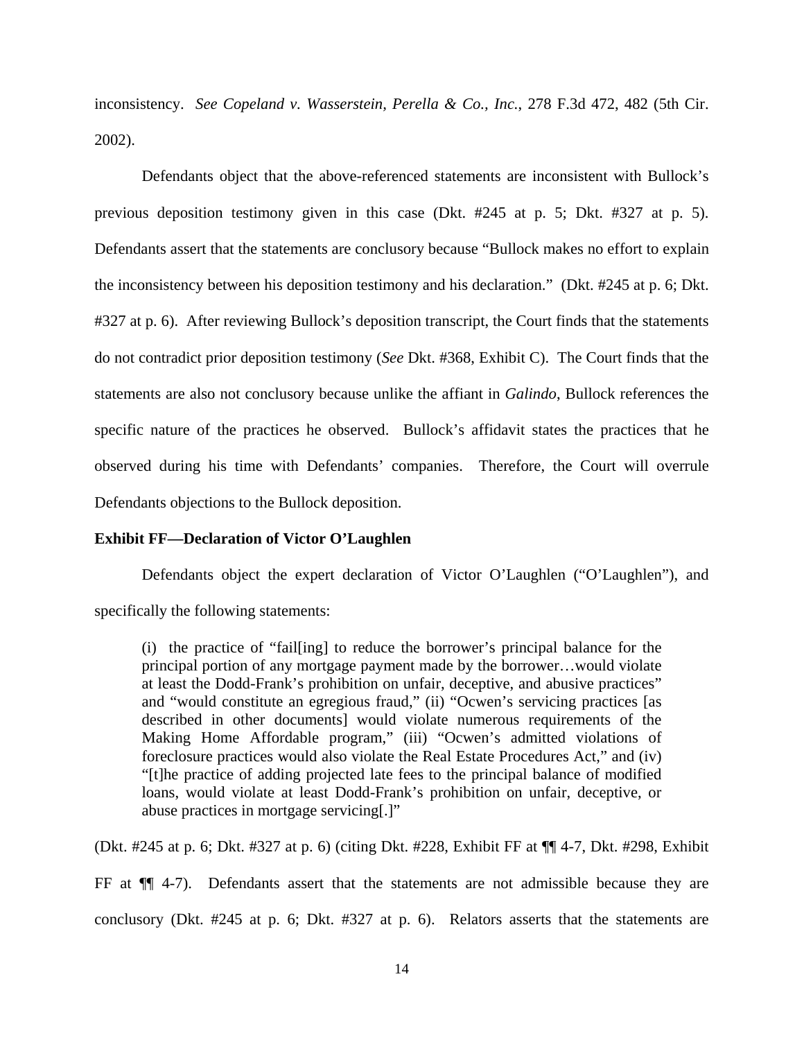inconsistency. *See Copeland v. Wasserstein, Perella & Co., Inc.*, 278 F.3d 472, 482 (5th Cir. 2002).

Defendants object that the above-referenced statements are inconsistent with Bullock's previous deposition testimony given in this case (Dkt. #245 at p. 5; Dkt. #327 at p. 5). Defendants assert that the statements are conclusory because "Bullock makes no effort to explain the inconsistency between his deposition testimony and his declaration." (Dkt. #245 at p. 6; Dkt. #327 at p. 6). After reviewing Bullock's deposition transcript, the Court finds that the statements do not contradict prior deposition testimony (*See* Dkt. #368, Exhibit C). The Court finds that the statements are also not conclusory because unlike the affiant in *Galindo*, Bullock references the specific nature of the practices he observed. Bullock's affidavit states the practices that he observed during his time with Defendants' companies. Therefore, the Court will overrule Defendants objections to the Bullock deposition.

**Exhibit FF—Declaration of Victor O'Laughlen**

Defendants object the expert declaration of Victor O'Laughlen ("O'Laughlen"), and specifically the following statements:

> (i) the practice of "fail[ing] to reduce the borrower's principal balance for the principal portion of any mortgage payment made by the borrower…would violate at least the Dodd-Frank's prohibition on unfair, deceptive, and abusive practices" and "would constitute an egregious fraud," (ii) "Ocwen's servicing practices [as described in other documents] would violate numerous requirements of the Making Home Affordable program," (iii) "Ocwen's admitted violations of foreclosure practices would also violate the Real Estate Procedures Act," and (iv) "[t]he practice of adding projected late fees to the principal balance of modified loans, would violate at least Dodd-Frank's prohibition on unfair, deceptive, or abuse practices in mortgage servicing[.]"

(Dkt. #245 at p. 6; Dkt. #327 at p. 6) (citing Dkt. #228, Exhibit FF at ¶¶ 4-7, Dkt. #298, Exhibit FF at ¶¶ 4-7). Defendants assert that the statements are not admissible because they are conclusory (Dkt. #245 at p. 6; Dkt. #327 at p. 6). Relators asserts that the statements are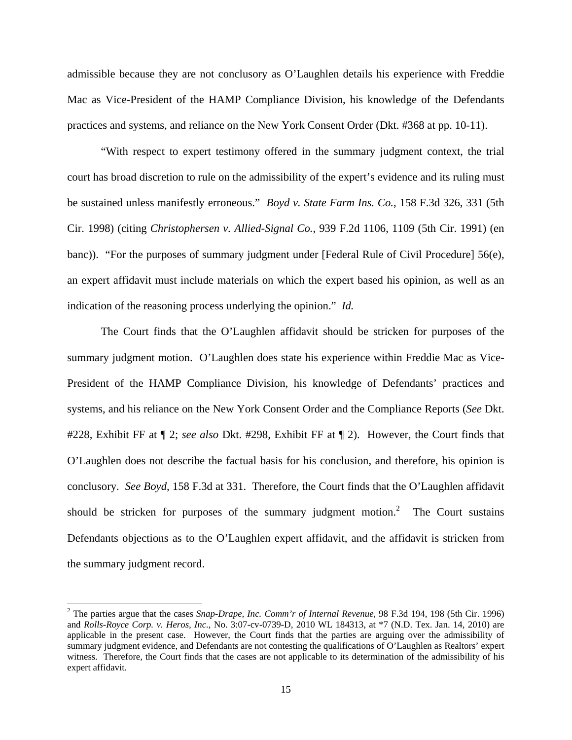admissible because they are not conclusory as O'Laughlen details his experience with Freddie Mac as Vice-President of the HAMP Compliance Division, his knowledge of the Defendants practices and systems, and reliance on the New York Consent Order (Dkt. #368 at pp. 10-11).

"With respect to expert testimony offered in the summary judgment context, the trial court has broad discretion to rule on the admissibility of the expert's evidence and its ruling must be sustained unless manifestly erroneous." *Boyd v. State Farm Ins. Co.*, 158 F.3d 326, 331 (5th Cir. 1998) (citing *Christophersen v. Allied-Signal Co.*, 939 F.2d 1106, 1109 (5th Cir. 1991) (en banc)). "For the purposes of summary judgment under [Federal Rule of Civil Procedure] 56(e), an expert affidavit must include materials on which the expert based his opinion, as well as an indication of the reasoning process underlying the opinion." *Id.*

The Court finds that the O'Laughlen affidavit should be stricken for purposes of the summary judgment motion. O'Laughlen does state his experience within Freddie Mac as Vice-President of the HAMP Compliance Division, his knowledge of Defendants' practices and systems, and his reliance on the New York Consent Order and the Compliance Reports (*See* Dkt. #228, Exhibit FF at ¶ 2; *see also* Dkt. #298, Exhibit FF at ¶ 2). However, the Court finds that O'Laughlen does not describe the factual basis for his conclusion, and therefore, his opinion is conclusory. *See Boyd*, 158 F.3d at 331. Therefore, the Court finds that the O'Laughlen affidavit should be stricken for purposes of the summary judgment motion.[2] The Court sustains Defendants objections as to the O'Laughlen expert affidavit, and the affidavit is stricken from the summary judgment record.

---

[2] The parties argue that the cases *Snap-Drape, Inc. Comm'r of Internal Revenue*, 98 F.3d 194, 198 (5th Cir. 1996) and *Rolls-Royce Corp. v. Heros, Inc.*, No. 3:07-cv-0739-D, 2010 WL 184313, at *7 (N.D. Tex. Jan. 14, 2010) are applicable in the present case. However, the Court finds that the parties are arguing over the admissibility of summary judgment evidence, and Defendants are not contesting the qualifications of O'Laughlen as Realtors' expert witness. Therefore, the Court finds that the cases are not applicable to its determination of the admissibility of his expert affidavit.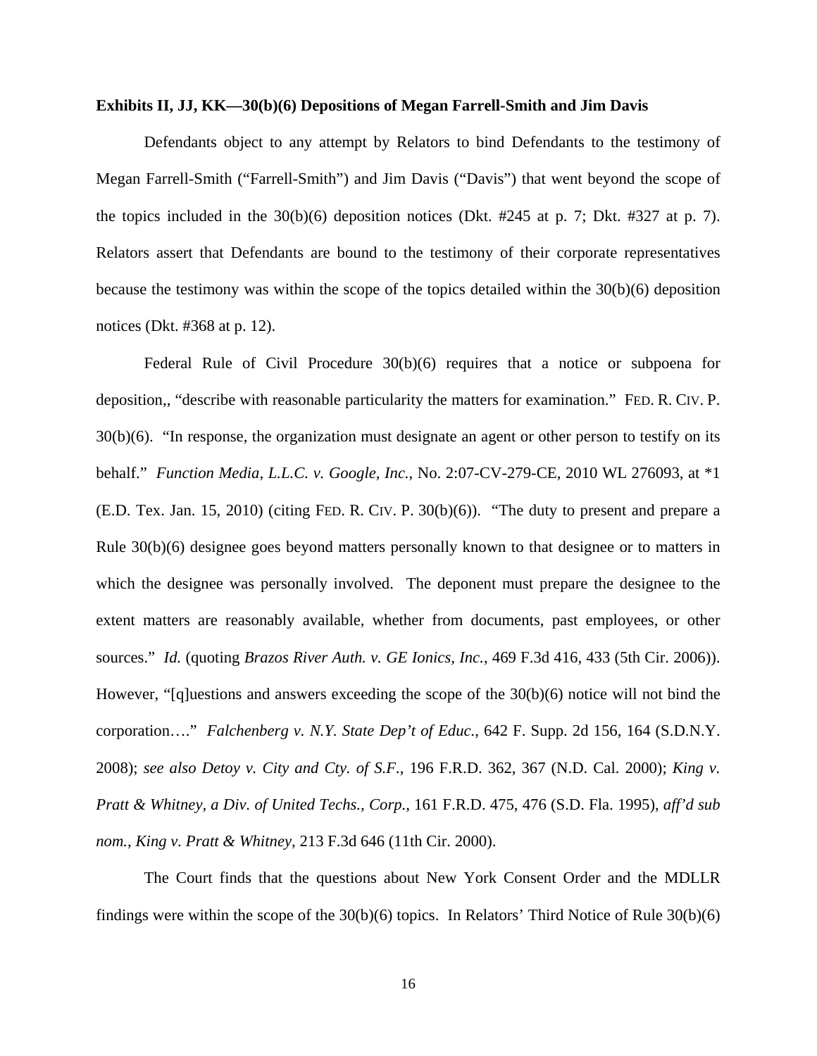**Exhibits II, JJ, KK—30(b)(6) Depositions of Megan Farrell-Smith and Jim Davis**

Defendants object to any attempt by Relators to bind Defendants to the testimony of Megan Farrell-Smith ("Farrell-Smith") and Jim Davis ("Davis") that went beyond the scope of the topics included in the 30(b)(6) deposition notices (Dkt. #245 at p. 7; Dkt. #327 at p. 7). Relators assert that Defendants are bound to the testimony of their corporate representatives because the testimony was within the scope of the topics detailed within the 30(b)(6) deposition notices (Dkt. #368 at p. 12).

Federal Rule of Civil Procedure 30(b)(6) requires that a notice or subpoena for deposition,, "describe with reasonable particularity the matters for examination." FED. R. CIV. P. 30(b)(6). "In response, the organization must designate an agent or other person to testify on its behalf." *Function Media, L.L.C. v. Google, Inc.*, No. 2:07-CV-279-CE, 2010 WL 276093, at *1 (E.D. Tex. Jan. 15, 2010) (citing FED. R. CIV. P. 30(b)(6)). "The duty to present and prepare a Rule 30(b)(6) designee goes beyond matters personally known to that designee or to matters in which the designee was personally involved. The deponent must prepare the designee to the extent matters are reasonably available, whether from documents, past employees, or other sources." *Id.* (quoting *Brazos River Auth. v. GE Ionics, Inc.*, 469 F.3d 416, 433 (5th Cir. 2006)). However, "[q]uestions and answers exceeding the scope of the 30(b)(6) notice will not bind the corporation…." *Falchenberg v. N.Y. State Dep't of Educ.*, 642 F. Supp. 2d 156, 164 (S.D.N.Y. 2008); *see also Detoy v. City and Cty. of S.F.*, 196 F.R.D. 362, 367 (N.D. Cal. 2000); *King v. Pratt & Whitney, a Div. of United Techs., Corp.*, 161 F.R.D. 475, 476 (S.D. Fla. 1995), *aff'd sub nom.*, *King v. Pratt & Whitney*, 213 F.3d 646 (11th Cir. 2000).

The Court finds that the questions about New York Consent Order and the MDLLR findings were within the scope of the 30(b)(6) topics. In Relators' Third Notice of Rule 30(b)(6)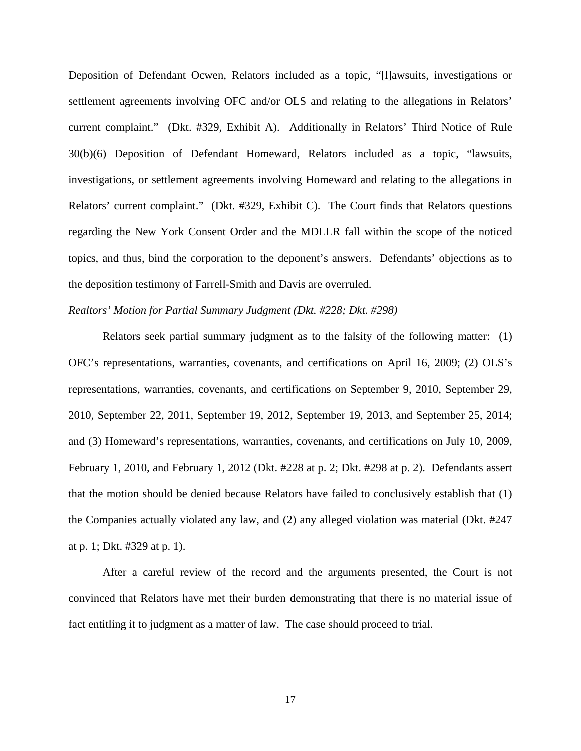Deposition of Defendant Ocwen, Relators included as a topic, "[l]awsuits, investigations or settlement agreements involving OFC and/or OLS and relating to the allegations in Relators' current complaint." (Dkt. #329, Exhibit A). Additionally in Relators' Third Notice of Rule 30(b)(6) Deposition of Defendant Homeward, Relators included as a topic, "lawsuits, investigations, or settlement agreements involving Homeward and relating to the allegations in Relators' current complaint." (Dkt. #329, Exhibit C). The Court finds that Relators questions regarding the New York Consent Order and the MDLLR fall within the scope of the noticed topics, and thus, bind the corporation to the deponent's answers. Defendants' objections as to the deposition testimony of Farrell-Smith and Davis are overruled.

*Realtors' Motion for Partial Summary Judgment (Dkt. #228; Dkt. #298)*

Relators seek partial summary judgment as to the falsity of the following matter: (1) OFC's representations, warranties, covenants, and certifications on April 16, 2009; (2) OLS's representations, warranties, covenants, and certifications on September 9, 2010, September 29, 2010, September 22, 2011, September 19, 2012, September 19, 2013, and September 25, 2014; and (3) Homeward's representations, warranties, covenants, and certifications on July 10, 2009, February 1, 2010, and February 1, 2012 (Dkt. #228 at p. 2; Dkt. #298 at p. 2). Defendants assert that the motion should be denied because Relators have failed to conclusively establish that (1) the Companies actually violated any law, and (2) any alleged violation was material (Dkt. #247 at p. 1; Dkt. #329 at p. 1).

After a careful review of the record and the arguments presented, the Court is not convinced that Relators have met their burden demonstrating that there is no material issue of fact entitling it to judgment as a matter of law. The case should proceed to trial.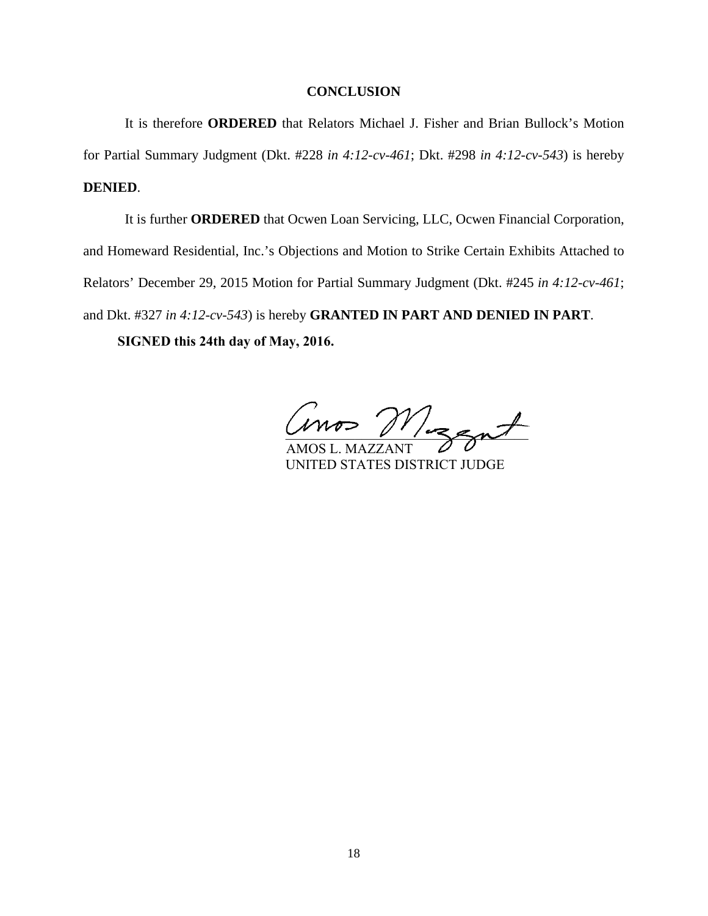## CONCLUSION

It is therefore **ORDERED** that Relators Michael J. Fisher and Brian Bullock's Motion for Partial Summary Judgment (Dkt. #228 *in 4:12-cv-461*; Dkt. #298 *in 4:12-cv-543*) is hereby **DENIED**.

It is further **ORDERED** that Ocwen Loan Servicing, LLC, Ocwen Financial Corporation, and Homeward Residential, Inc.'s Objections and Motion to Strike Certain Exhibits Attached to Relators' December 29, 2015 Motion for Partial Summary Judgment (Dkt. #245 *in 4:12-cv-461*; and Dkt. #327 *in 4:12-cv-543*) is hereby **GRANTED IN PART AND DENIED IN PART**.

**SIGNED this 24th day of May, 2016.**

AMOS L. MAZZANT
UNITED STATES DISTRICT JUDGE